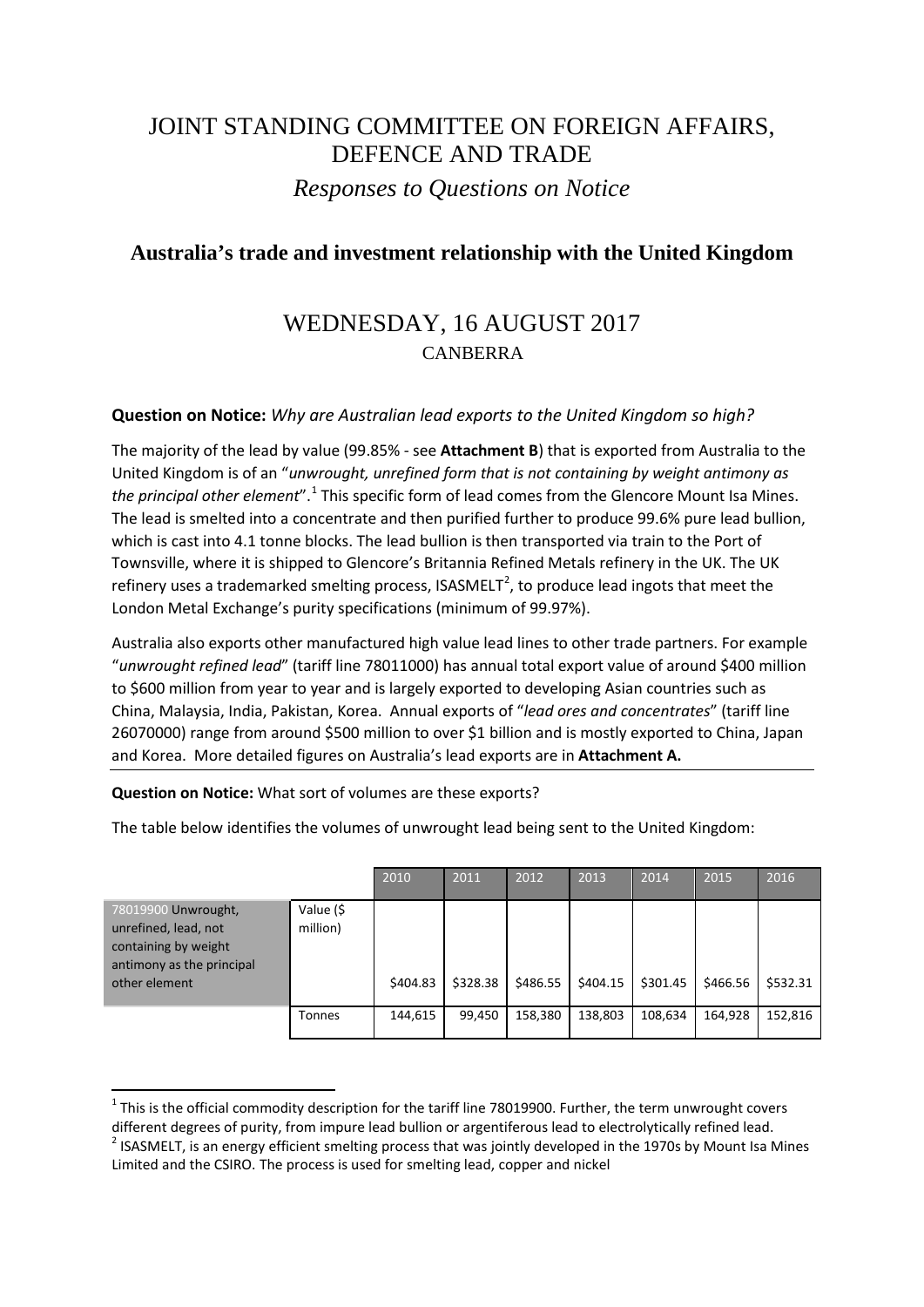# JOINT STANDING COMMITTEE ON FOREIGN AFFAIRS, DEFENCE AND TRADE

*Responses to Questions on Notice*

## Australia's trade and investment relationship with the United Kingdom

# WEDNESDAY, 16 AUGUST 2017

CANBERRA

**Question on Notice:** *Why are Australian lead exports to the United Kingdom so high?*

The majority of the lead by value (99.85% - see **Attachment B**) that is exported from Australia to the United Kingdom is of an "*unwrought, unrefined form that is not containing by weight antimony as the principal other element*".[1] This specific form of lead comes from the Glencore Mount Isa Mines. The lead is smelted into a concentrate and then purified further to produce 99.6% pure lead bullion, which is cast into 4.1 tonne blocks. The lead bullion is then transported via train to the Port of Townsville, where it is shipped to Glencore's Britannia Refined Metals refinery in the UK. The UK refinery uses a trademarked smelting process, ISASMELT[2], to produce lead ingots that meet the London Metal Exchange's purity specifications (minimum of 99.97%).

Australia also exports other manufactured high value lead lines to other trade partners. For example "*unwrought refined lead*" (tariff line 78011000) has annual total export value of around $400 million to $600 million from year to year and is largely exported to developing Asian countries such as China, Malaysia, India, Pakistan, Korea. Annual exports of "*lead ores and concentrates*" (tariff line 26070000) range from around $500 million to over $1 billion and is mostly exported to China, Japan and Korea. More detailed figures on Australia's lead exports are in **Attachment A.**

**Question on Notice:** What sort of volumes are these exports?

The table below identifies the volumes of unwrought lead being sent to the United Kingdom:

| | | 2010 | 2011 | 2012 | 2013 | 2014 | 2015 | 2016 |
|---|---|---|---|---|---|---|---|---|
| 78019900 Unwrought, unrefined, lead, not containing by weight antimony as the principal other element | Value ($ million) | $404.83 | $328.38 | $486.55 | $404.15 | $301.45 | $466.56 | $532.31 |
| | Tonnes | 144,615 | 99,450 | 158,380 | 138,803 | 108,634 | 164,928 | 152,816 |

[1] This is the official commodity description for the tariff line 78019900. Further, the term unwrought covers different degrees of purity, from impure lead bullion or argentiferous lead to electrolytically refined lead.

[2] ISASMELT, is an energy efficient smelting process that was jointly developed in the 1970s by Mount Isa Mines Limited and the CSIRO. The process is used for smelting lead, copper and nickel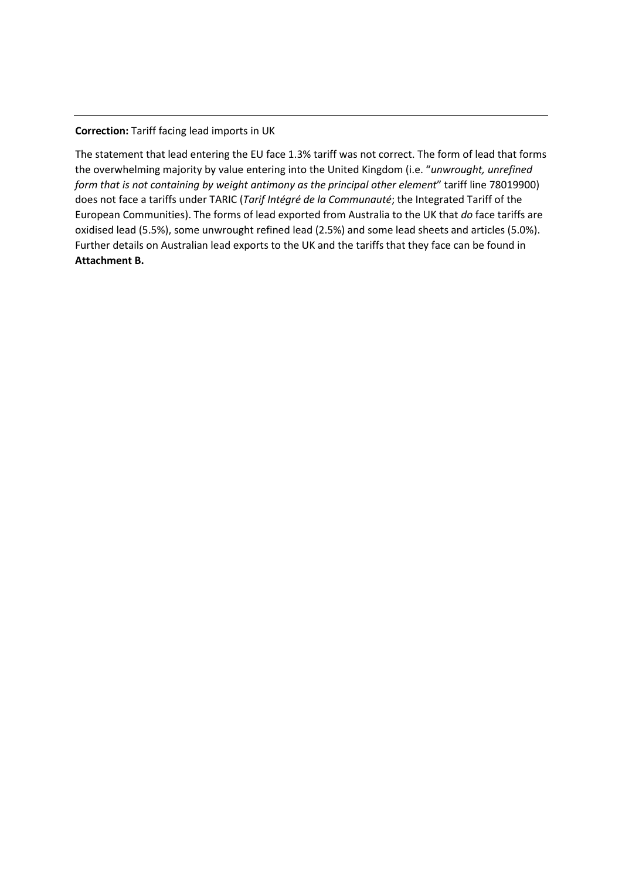---

**Correction:** Tariff facing lead imports in UK

The statement that lead entering the EU face 1.3% tariff was not correct. The form of lead that forms the overwhelming majority by value entering into the United Kingdom (i.e. "*unwrought, unrefined form that is not containing by weight antimony as the principal other element*" tariff line 78019900) does not face a tariffs under TARIC (*Tarif Intégré de la Communauté*; the Integrated Tariff of the European Communities). The forms of lead exported from Australia to the UK that *do* face tariffs are oxidised lead (5.5%), some unwrought refined lead (2.5%) and some lead sheets and articles (5.0%). Further details on Australian lead exports to the UK and the tariffs that they face can be found in **Attachment B.**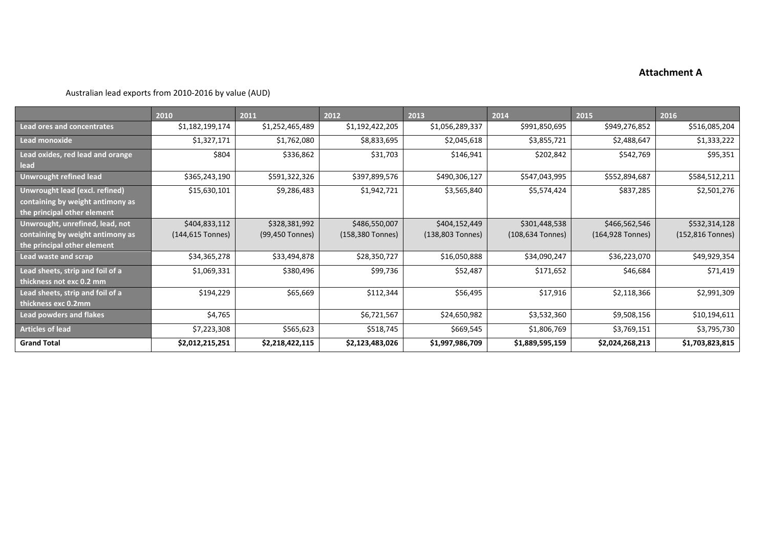**Attachment A**

Australian lead exports from 2010-2016 by value (AUD)

| | 2010 | 2011 | 2012 | 2013 | 2014 | 2015 | 2016 |
|---|---|---|---|---|---|---|---|
| **Lead ores and concentrates** | $1,182,199,174 | $1,252,465,489 | $1,192,422,205 | $1,056,289,337 | $991,850,695 | $949,276,852 | $516,085,204 |
| **Lead monoxide** | $1,327,171 | $1,762,080 | $8,833,695 | $2,045,618 | $3,855,721 | $2,488,647 | $1,333,222 |
| **Lead oxides, red lead and orange lead** | $804 | $336,862 | $31,703 | $146,941 | $202,842 | $542,769 | $95,351 |
| **Unwrought refined lead** | $365,243,190 | $591,322,326 | $397,899,576 | $490,306,127 | $547,043,995 | $552,894,687 | $584,512,211 |
| **Unwrought lead (excl. refined) containing by weight antimony as the principal other element** | $15,630,101 | $9,286,483 | $1,942,721 | $3,565,840 | $5,574,424 | $837,285 | $2,501,276 |
| **Unwrought, unrefined, lead, not containing by weight antimony as the principal other element** | $404,833,112 (144,615 Tonnes) | $328,381,992 (99,450 Tonnes) | $486,550,007 (158,380 Tonnes) | $404,152,449 (138,803 Tonnes) | $301,448,538 (108,634 Tonnes) | $466,562,546 (164,928 Tonnes) | $532,314,128 (152,816 Tonnes) |
| **Lead waste and scrap** | $34,365,278 | $33,494,878 | $28,350,727 | $16,050,888 | $34,090,247 | $36,223,070 | $49,929,354 |
| **Lead sheets, strip and foil of a thickness not exc 0.2 mm** | $1,069,331 | $380,496 | $99,736 | $52,487 | $171,652 | $46,684 | $71,419 |
| **Lead sheets, strip and foil of a thickness exc 0.2mm** | $194,229 | $65,669 | $112,344 | $56,495 | $17,916 | $2,118,366 | $2,991,309 |
| **Lead powders and flakes** | $4,765 | | $6,721,567 | $24,650,982 | $3,532,360 | $9,508,156 | $10,194,611 |
| **Articles of lead** | $7,223,308 | $565,623 | $518,745 | $669,545 | $1,806,769 | $3,769,151 | $3,795,730 |
| **Grand Total** | **$2,012,215,251** | **$2,218,422,115** | **$2,123,483,026** | **$1,997,986,709** | **$1,889,595,159** | **$2,024,268,213** | **$1,703,823,815** |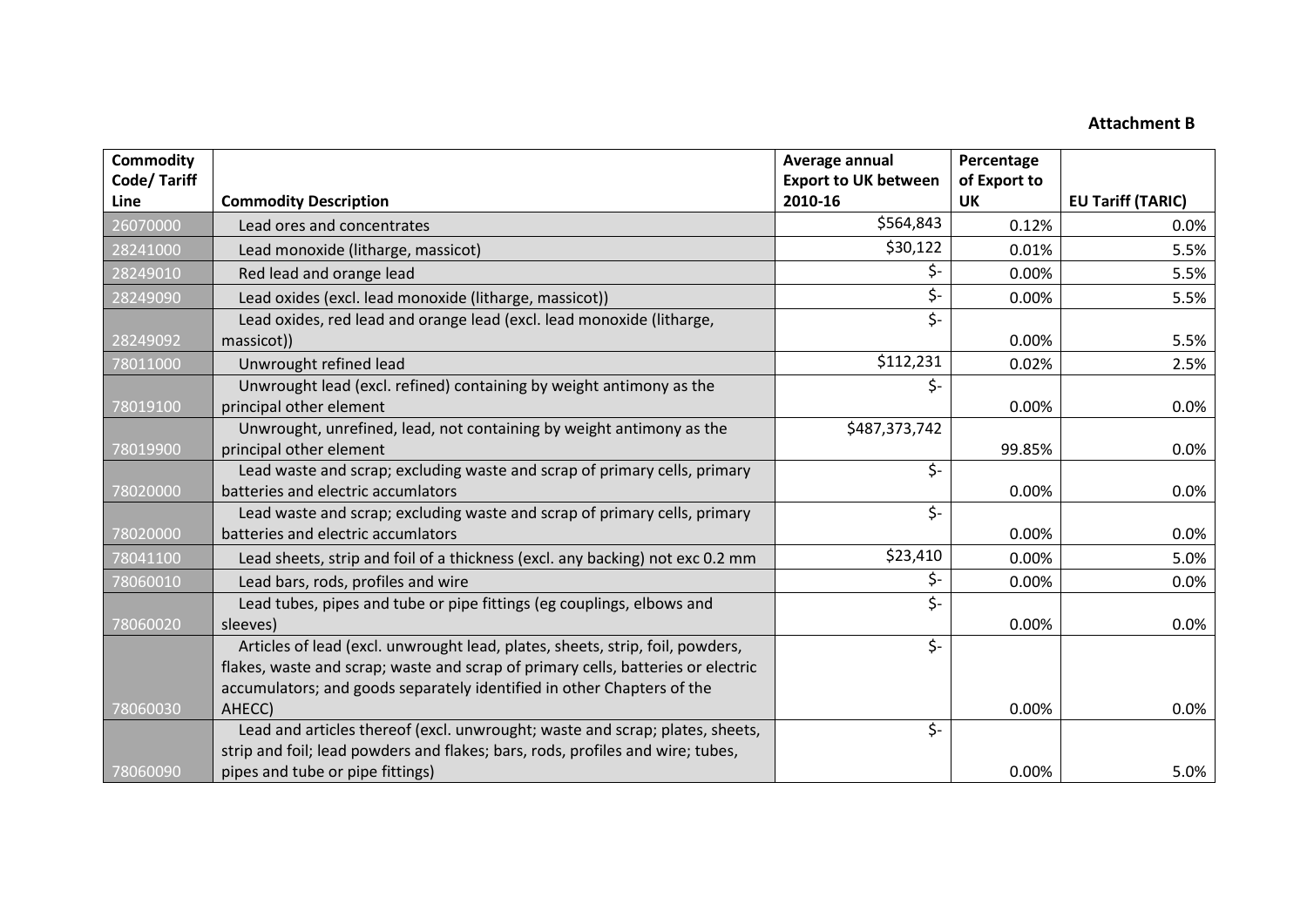**Attachment B**

| Commodity Code/ Tariff Line | Commodity Description | Average annual Export to UK between 2010-16 | Percentage of Export to UK | EU Tariff (TARIC) |
|---|---|---|---|---|
| 26070000 | Lead ores and concentrates | $564,843 | 0.12% | 0.0% |
| 28241000 | Lead monoxide (litharge, massicot) | $30,122 | 0.01% | 5.5% |
| 28249010 | Red lead and orange lead | $- | 0.00% | 5.5% |
| 28249090 | Lead oxides (excl. lead monoxide (litharge, massicot)) | $- | 0.00% | 5.5% |
| 28249092 | Lead oxides, red lead and orange lead (excl. lead monoxide (litharge, massicot)) | $- | 0.00% | 5.5% |
| 78011000 | Unwrought refined lead | $112,231 | 0.02% | 2.5% |
| 78019100 | Unwrought lead (excl. refined) containing by weight antimony as the principal other element | $- | 0.00% | 0.0% |
| 78019900 | Unwrought, unrefined, lead, not containing by weight antimony as the principal other element | $487,373,742 | 99.85% | 0.0% |
| 78020000 | Lead waste and scrap; excluding waste and scrap of primary cells, primary batteries and electric accumulators | $- | 0.00% | 0.0% |
| 78020000 | Lead waste and scrap; excluding waste and scrap of primary cells, primary batteries and electric accumulators | $- | 0.00% | 0.0% |
| 78041100 | Lead sheets, strip and foil of a thickness (excl. any backing) not exc 0.2 mm | $23,410 | 0.00% | 5.0% |
| 78060010 | Lead bars, rods, profiles and wire | $- | 0.00% | 0.0% |
| 78060020 | Lead tubes, pipes and tube or pipe fittings (eg couplings, elbows and sleeves) | $- | 0.00% | 0.0% |
| 78060030 | Articles of lead (excl. unwrought lead, plates, sheets, strip, foil, powders, flakes, waste and scrap; waste and scrap of primary cells, batteries or electric accumulators; and goods separately identified in other Chapters of the AHECC) | $- | 0.00% | 0.0% |
| 78060090 | Lead and articles thereof (excl. unwrought; waste and scrap; plates, sheets, strip and foil; lead powders and flakes; bars, rods, profiles and wire; tubes, pipes and tube or pipe fittings) | $- | 0.00% | 5.0% |